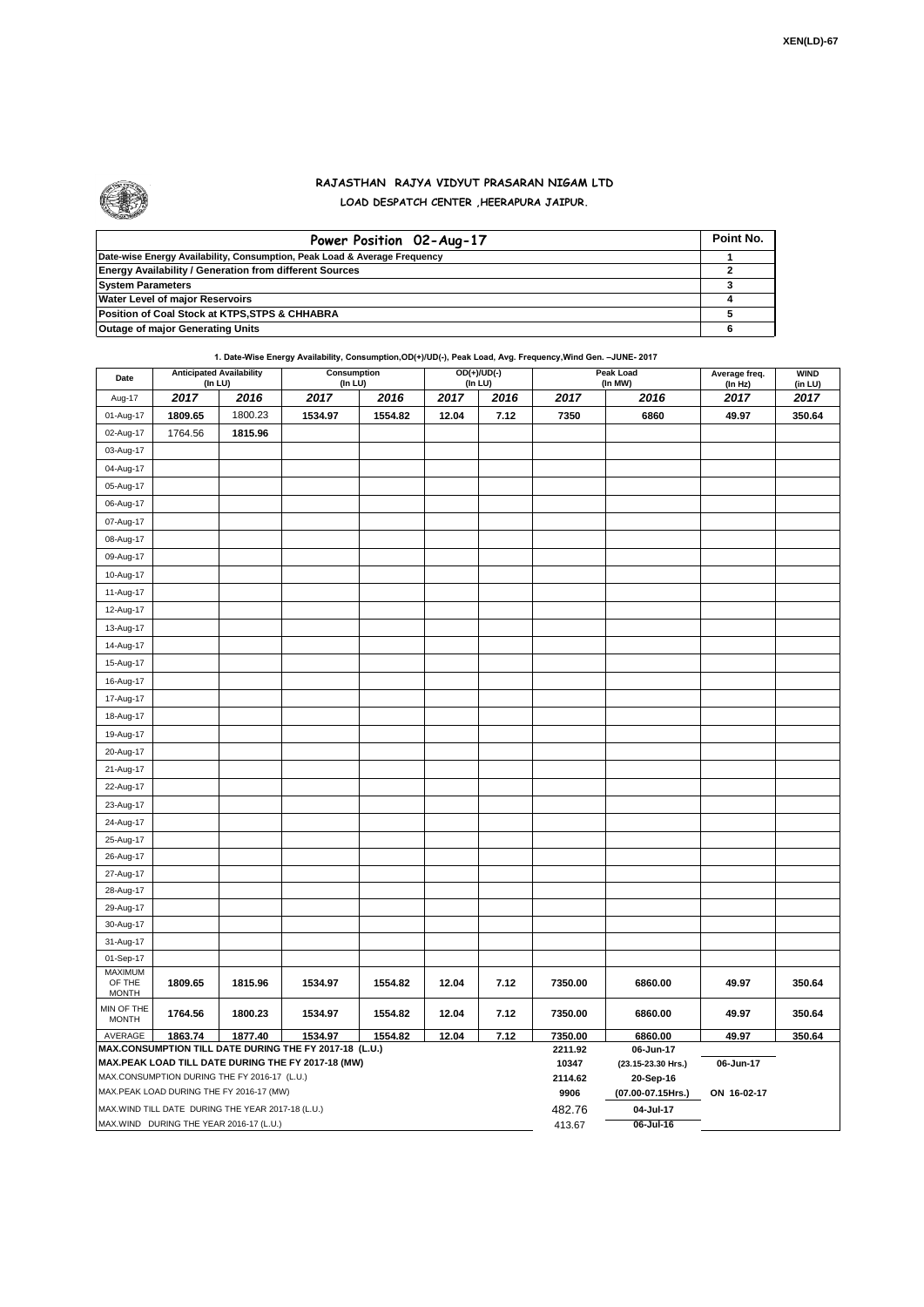XEN(LD)-67

# RAJASTHAN RAJYA VIDYUT PRASARAN NIGAM LTD

## LOAD DESPATCH CENTER ,HEERAPURA JAIPUR.

| Power Position 02-Aug-17 | Point No. |
|---|---|
| Date-wise Energy Availability, Consumption, Peak Load & Average Frequency | 1 |
| Energy Availability / Generation from different Sources | 2 |
| System Parameters | 3 |
| Water Level of major Reservoirs | 4 |
| Position of Coal Stock at KTPS,STPS & CHHABRA | 5 |
| Outage of major Generating Units | 6 |

**1. Date-Wise Energy Availability, Consumption,OD(+)/UD(-), Peak Load, Avg. Frequency,Wind Gen. –JUNE- 2017**

| Date | Anticipated Availability (In LU) | | Consumption (In LU) | | OD(+)/UD(-) (In LU) | | Peak Load (In MW) | | Average freq. (In Hz) | WIND (in LU) |
|---|---|---|---|---|---|---|---|---|---|---|
| Aug-17 | 2017 | 2016 | 2017 | 2016 | 2017 | 2016 | 2017 | 2016 | 2017 | 2017 |
| 01-Aug-17 | 1809.65 | 1800.23 | 1534.97 | 1554.82 | 12.04 | 7.12 | 7350 | 6860 | 49.97 | 350.64 |
| 02-Aug-17 | 1764.56 | 1815.96 | | | | | | | | |
| 03-Aug-17 | | | | | | | | | | |
| 04-Aug-17 | | | | | | | | | | |
| 05-Aug-17 | | | | | | | | | | |
| 06-Aug-17 | | | | | | | | | | |
| 07-Aug-17 | | | | | | | | | | |
| 08-Aug-17 | | | | | | | | | | |
| 09-Aug-17 | | | | | | | | | | |
| 10-Aug-17 | | | | | | | | | | |
| 11-Aug-17 | | | | | | | | | | |
| 12-Aug-17 | | | | | | | | | | |
| 13-Aug-17 | | | | | | | | | | |
| 14-Aug-17 | | | | | | | | | | |
| 15-Aug-17 | | | | | | | | | | |
| 16-Aug-17 | | | | | | | | | | |
| 17-Aug-17 | | | | | | | | | | |
| 18-Aug-17 | | | | | | | | | | |
| 19-Aug-17 | | | | | | | | | | |
| 20-Aug-17 | | | | | | | | | | |
| 21-Aug-17 | | | | | | | | | | |
| 22-Aug-17 | | | | | | | | | | |
| 23-Aug-17 | | | | | | | | | | |
| 24-Aug-17 | | | | | | | | | | |
| 25-Aug-17 | | | | | | | | | | |
| 26-Aug-17 | | | | | | | | | | |
| 27-Aug-17 | | | | | | | | | | |
| 28-Aug-17 | | | | | | | | | | |
| 29-Aug-17 | | | | | | | | | | |
| 30-Aug-17 | | | | | | | | | | |
| 31-Aug-17 | | | | | | | | | | |
| 01-Sep-17 | | | | | | | | | | |
| MAXIMUM OF THE MONTH | 1809.65 | 1815.96 | 1534.97 | 1554.82 | 12.04 | 7.12 | 7350.00 | 6860.00 | 49.97 | 350.64 |
| MIN OF THE MONTH | 1764.56 | 1800.23 | 1534.97 | 1554.82 | 12.04 | 7.12 | 7350.00 | 6860.00 | 49.97 | 350.64 |
| AVERAGE | 1863.74 | 1877.40 | 1534.97 | 1554.82 | 12.04 | 7.12 | 7350.00 | 6860.00 | 49.97 | 350.64 |
| MAX.CONSUMPTION TILL DATE DURING THE FY 2017-18 (L.U.) | | | | | | | 2211.92 | 06-Jun-17 | | |
| MAX.PEAK LOAD TILL DATE DURING THE FY 2017-18 (MW) | | | | | | | 10347 | (23.15-23.30 Hrs.) | 06-Jun-17 | |
| MAX.CONSUMPTION DURING THE FY 2016-17 (L.U.) | | | | | | | 2114.62 | 20-Sep-16 | | |
| MAX.PEAK LOAD DURING THE FY 2016-17 (MW) | | | | | | | 9906 | (07.00-07.15Hrs.) | ON 16-02-17 | |
| MAX.WIND TILL DATE DURING THE YEAR 2017-18 (L.U.) | | | | | | | 482.76 | 04-Jul-17 | | |
| MAX.WIND DURING THE YEAR 2016-17 (L.U.) | | | | | | | 413.67 | 06-Jul-16 | | |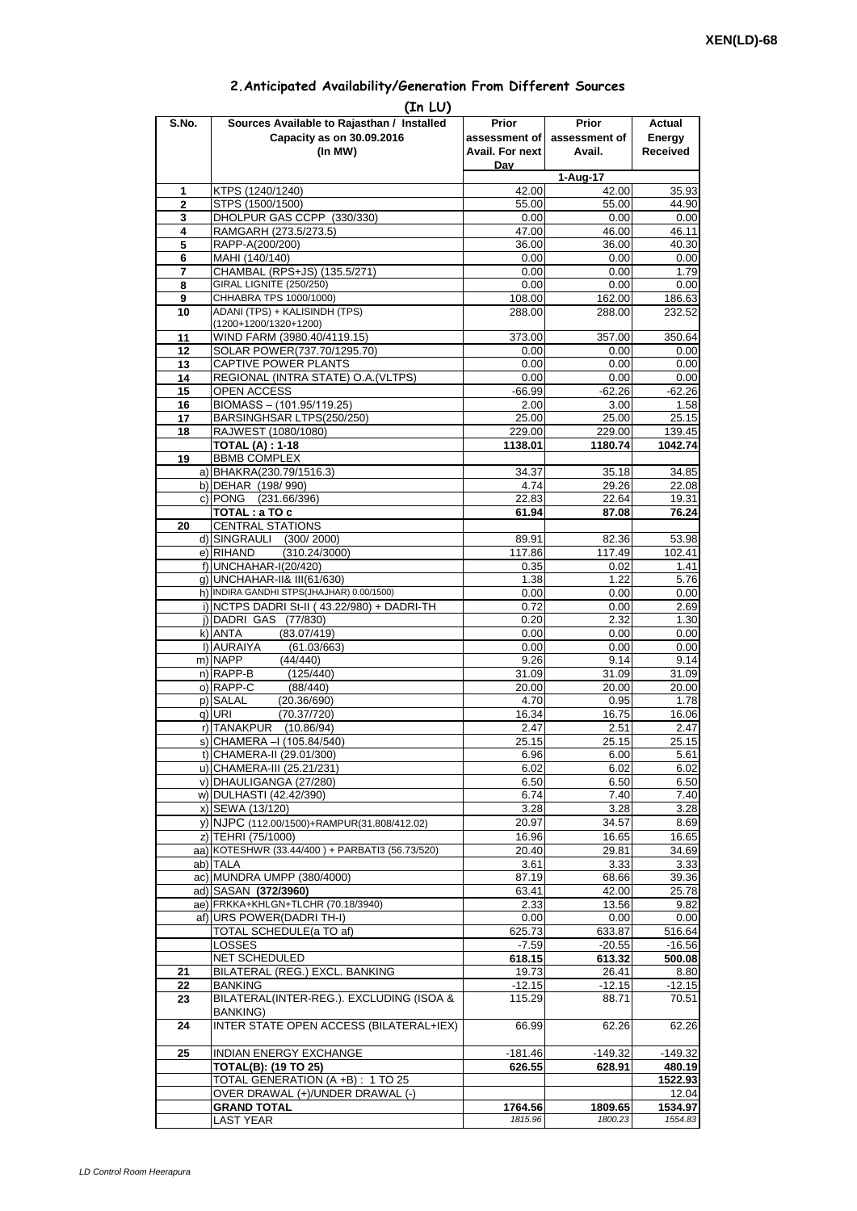XEN(LD)-68

## 2.Anticipated Availability/Generation From Different Sources

**(In LU)**

| S.No. | Sources Available to Rajasthan / Installed Capacity as on 30.09.2016 (In MW) | Prior assessment of Avail. For next Day | Prior assessment of Avail. | Actual Energy Received |
|---|---|---|---|---|
| | | | 1-Aug-17 | |
| 1 | KTPS (1240/1240) | 42.00 | 42.00 | 35.93 |
| 2 | STPS (1500/1500) | 55.00 | 55.00 | 44.90 |
| 3 | DHOLPUR GAS CCPP (330/330) | 0.00 | 0.00 | 0.00 |
| 4 | RAMGARH (273.5/273.5) | 47.00 | 46.00 | 46.11 |
| 5 | RAPP-A(200/200) | 36.00 | 36.00 | 40.30 |
| 6 | MAHI (140/140) | 0.00 | 0.00 | 0.00 |
| 7 | CHAMBAL (RPS+JS) (135.5/271) | 0.00 | 0.00 | 1.79 |
| 8 | GIRAL LIGNITE (250/250) | 0.00 | 0.00 | 0.00 |
| 9 | CHHABRA TPS 1000/1000) | 108.00 | 162.00 | 186.63 |
| 10 | ADANI (TPS) + KALISINDH (TPS) (1200+1200/1320+1200) | 288.00 | 288.00 | 232.52 |
| 11 | WIND FARM (3980.40/4119.15) | 373.00 | 357.00 | 350.64 |
| 12 | SOLAR POWER(737.70/1295.70) | 0.00 | 0.00 | 0.00 |
| 13 | CAPTIVE POWER PLANTS | 0.00 | 0.00 | 0.00 |
| 14 | REGIONAL (INTRA STATE) O.A.(VLTPS) | 0.00 | 0.00 | 0.00 |
| 15 | OPEN ACCESS | -66.99 | -62.26 | -62.26 |
| 16 | BIOMASS – (101.95/119.25) | 2.00 | 3.00 | 1.58 |
| 17 | BARSINGHSAR LTPS(250/250) | 25.00 | 25.00 | 25.15 |
| 18 | RAJWEST (1080/1080) | 229.00 | 229.00 | 139.45 |
| | **TOTAL (A) : 1-18** | **1138.01** | **1180.74** | **1042.74** |
| 19 | BBMB COMPLEX | | | |
| | a) BHAKRA(230.79/1516.3) | 34.37 | 35.18 | 34.85 |
| | b) DEHAR (198/ 990) | 4.74 | 29.26 | 22.08 |
| | c) PONG (231.66/396) | 22.83 | 22.64 | 19.31 |
| | **TOTAL : a TO c** | **61.94** | **87.08** | **76.24** |
| 20 | CENTRAL STATIONS | | | |
| | d) SINGRAULI (300/ 2000) | 89.91 | 82.36 | 53.98 |
| | e) RIHAND (310.24/3000) | 117.86 | 117.49 | 102.41 |
| | f) UNCHAHAR-I(20/420) | 0.35 | 0.02 | 1.41 |
| | g) UNCHAHAR-II& III(61/630) | 1.38 | 1.22 | 5.76 |
| | h) INDIRA GANDHI STPS(JHAJHAR) 0.00/1500) | 0.00 | 0.00 | 0.00 |
| | i) NCTPS DADRI St-II ( 43.22/980) + DADRI-TH | 0.72 | 0.00 | 2.69 |
| | j) DADRI GAS (77/830) | 0.20 | 2.32 | 1.30 |
| | k) ANTA (83.07/419) | 0.00 | 0.00 | 0.00 |
| | l) AURAIYA (61.03/663) | 0.00 | 0.00 | 0.00 |
| | m) NAPP (44/440) | 9.26 | 9.14 | 9.14 |
| | n) RAPP-B (125/440) | 31.09 | 31.09 | 31.09 |
| | o) RAPP-C (88/440) | 20.00 | 20.00 | 20.00 |
| | p) SALAL (20.36/690) | 4.70 | 0.95 | 1.78 |
| | q) URI (70.37/720) | 16.34 | 16.75 | 16.06 |
| | r) TANAKPUR (10.86/94) | 2.47 | 2.51 | 2.47 |
| | s) CHAMERA –I (105.84/540) | 25.15 | 25.15 | 25.15 |
| | t) CHAMERA-II (29.01/300) | 6.96 | 6.00 | 5.61 |
| | u) CHAMERA-III (25.21/231) | 6.02 | 6.02 | 6.02 |
| | v) DHAULIGANGA (27/280) | 6.50 | 6.50 | 6.50 |
| | w) DULHASTI (42.42/390) | 6.74 | 7.40 | 7.40 |
| | x) SEWA (13/120) | 3.28 | 3.28 | 3.28 |
| | y) NJPC (112.00/1500)+RAMPUR(31.808/412.02) | 20.97 | 34.57 | 8.69 |
| | z) TEHRI (75/1000) | 16.96 | 16.65 | 16.65 |
| | aa) KOTESHWR (33.44/400 ) + PARBATI3 (56.73/520) | 20.40 | 29.81 | 34.69 |
| | ab) TALA | 3.61 | 3.33 | 3.33 |
| | ac) MUNDRA UMPP (380/4000) | 87.19 | 68.66 | 39.36 |
| | ad) SASAN **(372/3960)** | 63.41 | 42.00 | 25.78 |
| | ae) FRKKA+KHLGN+TLCHR (70.18/3940) | 2.33 | 13.56 | 9.82 |
| | af) URS POWER(DADRI TH-I) | 0.00 | 0.00 | 0.00 |
| | TOTAL SCHEDULE(a TO af) | 625.73 | 633.87 | 516.64 |
| | LOSSES | -7.59 | -20.55 | -16.56 |
| | **NET SCHEDULED** | **618.15** | **613.32** | **500.08** |
| 21 | BILATERAL (REG.) EXCL. BANKING | 19.73 | 26.41 | 8.80 |
| 22 | BANKING | -12.15 | -12.15 | -12.15 |
| 23 | BILATERAL(INTER-REG.). EXCLUDING (ISOA & BANKING) | 115.29 | 88.71 | 70.51 |
| 24 | INTER STATE OPEN ACCESS (BILATERAL+IEX) | 66.99 | 62.26 | 62.26 |
| 25 | INDIAN ENERGY EXCHANGE | -181.46 | -149.32 | -149.32 |
| | **TOTAL(B): (19 TO 25)** | **626.55** | **628.91** | **480.19** |
| | TOTAL GENERATION (A +B) : 1 TO 25 | | | **1522.93** |
| | OVER DRAWAL (+)/UNDER DRAWAL (-) | | | 12.04 |
| | **GRAND TOTAL** | **1764.56** | **1809.65** | **1534.97** |
| | LAST YEAR | *1815.96* | *1800.23* | *1554.83* |

*LD Control Room Heerapura*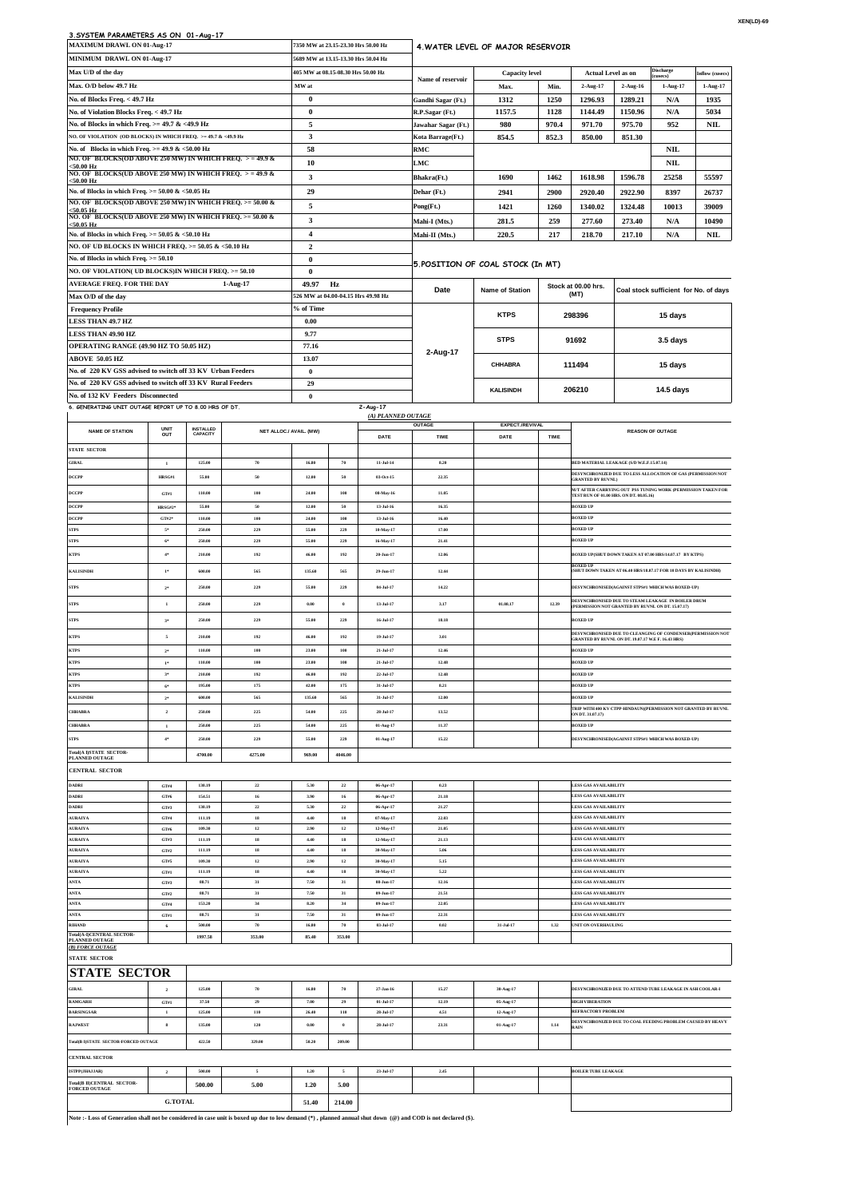## 3. SYSTEM PARAMETERS AS ON 01-Aug-17

| | |
|---|---|
| MAXIMUM DRAWL ON 01-Aug-17 | 7350 MW at 23.15-23.30 Hrs 50.00 Hz |
| MINIMUM DRAWL ON 01-Aug-17 | 5689 MW at 13.15-13.30 Hrs 50.04 Hz |
| Max U/D of the day | 405 MW at 08.15-08.30 Hrs 50.00 Hz |
| Max. O/D below 49.7 Hz | MW at |
| No. of Blocks Freq. < 49.7 Hz | 0 |
| No. of Violation Blocks Freq. < 49.7 Hz | 0 |
| No. of Blocks in which Freq. >= 49.7 & <49.9 Hz | 5 |
| NO. OF VIOLATION (OD BLOCKS) IN WHICH FREQ. >= 49.7 & <49.9 Hz | 3 |
| No. of Blocks in which Freq. >= 49.9 & <50.00 Hz | 58 |
| NO. OF BLOCKS(OD ABOVE 250 MW) IN WHICH FREQ. >= 49.9 & <50.00 Hz | 10 |
| NO. OF BLOCKS(UD ABOVE 250 MW) IN WHICH FREQ. >= 49.9 & <50.00 Hz | 3 |
| No. of Blocks in which Freq. >= 50.00 & <50.05 Hz | 29 |
| NO. OF BLOCKS(OD ABOVE 250 MW) IN WHICH FREQ. >= 50.00 & <50.05 Hz | 5 |
| NO. OF BLOCKS(UD ABOVE 250 MW) IN WHICH FREQ. >= 50.00 & <50.05 Hz | 3 |
| No. of Blocks in which Freq. >= 50.05 & <50.10 Hz | 4 |
| NO. OF UD BLOCKS IN WHICH FREQ. >= 50.05 & <50.10 Hz | 2 |
| No. of Blocks in which Freq. >= 50.10 | 0 |
| NO. OF VIOLATION( UD BLOCKS)IN WHICH FREQ. >= 50.10 | 0 |
| AVERAGE FREQ. FOR THE DAY 1-Aug-17 | 49.97 Hz |
| Max O/D of the day | 526 MW at 04.00-04.15 Hrs 49.98 Hz |
| Frequency Profile | % of Time |
| LESS THAN 49.7 HZ | 0.00 |
| LESS THAN 49.90 HZ | 9.77 |
| OPERATING RANGE (49.90 HZ TO 50.05 HZ) | 77.16 |
| ABOVE 50.05 HZ | 13.07 |
| No. of 220 KV GSS advised to switch off 33 KV Urban Feeders | 0 |
| No. of 220 KV GSS advised to switch off 33 KV Rural Feeders | 29 |
| No. of 132 KV Feeders Disconnected | 0 |

## 4. WATER LEVEL OF MAJOR RESERVOIR

| Name of reservoir | Capacity level | | Actual Level as on | | Discharge (cusecs) | Inflow (cusecs) |
|---|---|---|---|---|---|---|
| | Max. | Min. | 2-Aug-17 | 2-Aug-16 | 1-Aug-17 | 1-Aug-17 |
| Gandhi Sagar (Ft.) | 1312 | 1250 | 1296.93 | 1289.21 | N/A | 1935 |
| R.P.Sagar (Ft.) | 1157.5 | 1128 | 1144.49 | 1150.96 | N/A | 5034 |
| Jawahar Sagar (Ft.) | 980 | 970.4 | 971.70 | 975.70 | 952 | NIL |
| Kota Barrage(Ft.) | 854.5 | 852.3 | 850.00 | 851.30 | | |
| RMC | | | | | NIL | |
| LMC | | | | | NIL | |
| Bhakra(Ft.) | 1690 | 1462 | 1618.98 | 1596.78 | 25258 | 55597 |
| Dehar (Ft.) | 2941 | 2900 | 2920.40 | 2922.90 | 8397 | 26737 |
| Pong(Ft.) | 1421 | 1260 | 1340.02 | 1324.48 | 10013 | 39009 |
| Mahi-I (Mts.) | 281.5 | 259 | 277.60 | 273.40 | N/A | 10490 |
| Mahi-II (Mts.) | 220.5 | 217 | 218.70 | 217.10 | N/A | NIL |

## 5. POSITION OF COAL STOCK (In MT)

| Date | Name of Station | Stock at 00.00 hrs. (MT) | Coal stock sufficient for No. of days |
|---|---|---|---|
| 2-Aug-17 | KTPS | 298396 | 15 days |
| | STPS | 91692 | 3.5 days |
| | CHHABRA | 111494 | 15 days |
| | KALISINDH | 206210 | 14.5 days |

## 6. GENERATING UNIT OUTAGE REPORT UP TO 8.00 HRS OF DT. 2-Aug-17

### (A) PLANNED OUTAGE

| NAME OF STATION | UNIT OUT | INSTALLED CAPACITY | NET ALLOC./ AVAIL. (MW) | | | OUTAGE DATE | OUTAGE TIME | EXPECT./REVIVAL DATE | EXPECT./REVIVAL TIME | REASON OF OUTAGE |
|---|---|---|---|---|---|---|---|---|---|---|
| **STATE SECTOR** | | | | | | | | | | |
| GIRAL | 1 | 125.00 | 70 | 16.80 | 70 | 11-Jul-14 | 8.20 | | | BED MATERIAL LEAKAGE (S/D W.E.F.15.07.14) |
| DCCPP | HRSG#1 | 55.00 | 50 | 12.00 | 50 | 03-Oct-15 | 22.35 | | | DESYNCHRONIZED DUE TO LESS ALLOCATION OF GAS (PERMISSION NOT GRANTED BY RUVNL) |
| DCCPP | GT#1 | 110.00 | 100 | 24.00 | 100 | 08-May-16 | 11.05 | | | S/T AFTER CARRYING OUT PSS TUNING WORK (PERMISSION TAKEN FOR TEST RUN OF 01.00 HRS. ON DT. 08.05.16) |
| DCCPP | HRSG#2* | 55.00 | 50 | 12.00 | 50 | 13-Jul-16 | 16.35 | | | BOXED UP |
| DCCPP | GT#2* | 110.00 | 100 | 24.00 | 100 | 13-Jul-16 | 16.40 | | | BOXED UP |
| STPS | 5* | 250.00 | 229 | 55.00 | 229 | 10-May-17 | 17.00 | | | BOXED UP |
| STPS | 6* | 250.00 | 229 | 55.00 | 229 | 16-May-17 | 21.41 | | | BOXED UP |
| KTPS | 4* | 210.00 | 192 | 46.00 | 192 | 20-Jun-17 | 12.06 | | | BOXED UP(SHUT DOWN TAKEN AT 07.00 HRS/14.07.17 BY KTPS) |
| KALISINDH | 1* | 600.00 | 565 | 135.60 | 565 | 29-Jun-17 | 12.44 | | | BOXED UP (SHUT DOWN TAKEN AT 06.40 HRS/10.07.17 FOR 18 DAYS BY KALISINDH) |
| STPS | 2* | 250.00 | 229 | 55.00 | 229 | 04-Jul-17 | 14.22 | | | DESYNCHRONISED(AGAINST STPS#1 WHICH WAS BOXED-UP) |
| STPS | 1 | 250.00 | 229 | 0.00 | 0 | 13-Jul-17 | 3.17 | 01.08.17 | 12.39 | DESYNCHRONISED DUE TO STEAM LEAKAGE IN BOILER DRUM (PERMISSION NOT GRANTED BY RUVNL ON DT. 15.07.17) |
| STPS | 3* | 250.00 | 229 | 55.00 | 229 | 16-Jul-17 | 18.18 | | | BOXED UP |
| KTPS | 5 | 210.00 | 192 | 46.00 | 192 | 19-Jul-17 | 3.01 | | | DESYNCHRONISED DUE TO CLEANINGS OF CONDENSER(PERMISSION NOT GRANTED BY RUVNL ON DT. 19.07.17 W.E.F. 16.43 HRS) |
| KTPS | 2* | 110.00 | 100 | 23.00 | 100 | 21-Jul-17 | 12.46 | | | BOXED UP |
| KTPS | 1* | 110.00 | 100 | 23.00 | 100 | 21-Jul-17 | 12.48 | | | BOXED UP |
| KTPS | 3* | 210.00 | 192 | 46.00 | 192 | 22-Jul-17 | 12.48 | | | BOXED UP |
| KTPS | 6* | 195.00 | 175 | 42.00 | 175 | 31-Jul-17 | 0.21 | | | BOXED UP |
| KALISINDH | 2* | 600.00 | 565 | 135.60 | 565 | 31-Jul-17 | 12.00 | | | BOXED UP |
| CHHABRA | 2 | 250.00 | 225 | 54.00 | 225 | 20-Jul-17 | 13.52 | | | TRIP WITH400 KV CTPP-HINDAUN(PERMISSION NOT GRANTED BY RUVNL ON DT. 31.07.17) |
| CHHABRA | 1 | 250.00 | 225 | 54.00 | 225 | 01-Aug-17 | 11.37 | | | BOXED UP |
| STPS | 4* | 250.00 | 229 | 55.00 | 229 | 01-Aug-17 | 15.22 | | | DESYNCHRONISED(AGAINST STPS#1 WHICH WAS BOXED-UP) |
| Total(A I)STATE SECTOR-PLANNED OUTAGE | | 4700.00 | 4275.00 | 969.00 | 4046.00 | | | | | |
| **CENTRAL SECTOR** | | | | | | | | | | |
| DADRI | GT#4 | 130.19 | 22 | 5.30 | 22 | 06-Apr-17 | 0.23 | | | LESS GAS AVAILABILITY |
| DADRI | GT#6 | 154.51 | 16 | 3.90 | 16 | 06-Apr-17 | 21.18 | | | LESS GAS AVAILABILITY |
| DADRI | GT#3 | 130.19 | 22 | 5.30 | 22 | 06-Apr-17 | 21.27 | | | LESS GAS AVAILABILITY |
| AURAIYA | GT#4 | 111.19 | 18 | 4.40 | 18 | 07-May-17 | 22.03 | | | LESS GAS AVAILABILITY |
| AURAIYA | GT#6 | 109.30 | 12 | 2.90 | 12 | 12-May-17 | 21.05 | | | LESS GAS AVAILABILITY |
| AURAIYA | GT#3 | 111.19 | 18 | 4.40 | 18 | 12-May-17 | 21.13 | | | LESS GAS AVAILABILITY |
| AURAIYA | GT#2 | 111.19 | 18 | 4.40 | 18 | 30-May-17 | 5.06 | | | LESS GAS AVAILABILITY |
| AURAIYA | GT#5 | 109.30 | 12 | 2.90 | 12 | 30-May-17 | 5.15 | | | LESS GAS AVAILABILITY |
| AURAIYA | GT#1 | 111.19 | 18 | 4.40 | 18 | 30-May-17 | 5.22 | | | LESS GAS AVAILABILITY |
| ANTA | GT#3 | 88.71 | 31 | 7.50 | 31 | 09-Jun-17 | 12.16 | | | LESS GAS AVAILABILITY |
| ANTA | GT#2 | 88.71 | 31 | 7.50 | 31 | 09-Jun-17 | 21.51 | | | LESS GAS AVAILABILITY |
| ANTA | GT#4 | 153.20 | 34 | 8.20 | 34 | 09-Jun-17 | 22.05 | | | LESS GAS AVAILABILITY |
| ANTA | GT#1 | 88.71 | 31 | 7.50 | 31 | 09-Jun-17 | 22.31 | | | LESS GAS AVAILABILITY |
| RIHAND | 6 | 500.00 | 70 | 16.80 | 70 | 03-Jul-17 | 0.02 | 31-Jul-17 | 1.32 | UNIT ON OVERHAULING |
| Total(A-I)CENTRAL SECTOR-PLANNED OUTAGE | | 1997.58 | 353.00 | 85.40 | 353.00 | | | | | |

### (B) FORCE OUTAGE

| NAME OF STATION | UNIT OUT | INSTALLED CAPACITY | NET ALLOC./ AVAIL. (MW) | | | OUTAGE DATE | OUTAGE TIME | EXPECT./REVIVAL DATE | EXPECT./REVIVAL TIME | REASON OF OUTAGE |
|---|---|---|---|---|---|---|---|---|---|---|
| **STATE SECTOR** | | | | | | | | | | |
| GIRAL | 2 | 125.00 | 70 | 16.80 | 70 | 27-Jan-16 | 15.27 | 30-Aug-17 | | DESYNCHRONIZED DUE TO ATTEND TUBE LEAKAGE IN ASH COOLAR-I |
| RAMGARH | GT#1 | 37.50 | 29 | 7.00 | 29 | 01-Jul-17 | 12.19 | 05-Aug-17 | | HIGH VIBERATION |
| BARSINGSAR | 1 | 125.00 | 110 | 26.40 | 110 | 20-Jul-17 | 4.51 | 12-Aug-17 | | REFRACTORY PROBLEM |
| RAJWEST | 8 | 135.00 | 120 | 0.00 | 0 | 20-Jul-17 | 23.31 | 01-Aug-17 | 1.14 | DESYNCHRONISED DUE TO COAL FEEDING PROBLEM CAUSED BY HEAVY RAIN |
| Total(B I)STATE SECTOR-FORCED OUTAGE | | 422.50 | 329.00 | 50.20 | 209.00 | | | | | |
| **CENTRAL SECTOR** | | | | | | | | | | |
| ISTPP(JHAJJAR) | 2 | 500.00 | 5 | 1.20 | 5 | 23-Jul-17 | 2.45 | | | BOILER TUBE LEAKAGE |
| Total(B II)CENTRAL SECTOR-FORCED OUTAGE | | 500.00 | 5.00 | 1.20 | 5.00 | | | | | |
| G.TOTAL | | | | 51.40 | 214.00 | | | | | |

Note :- Loss of Generation shall not be considered in case unit is boxed up due to low demand (*) , planned annual shut down (@) and COD is not declared ($).